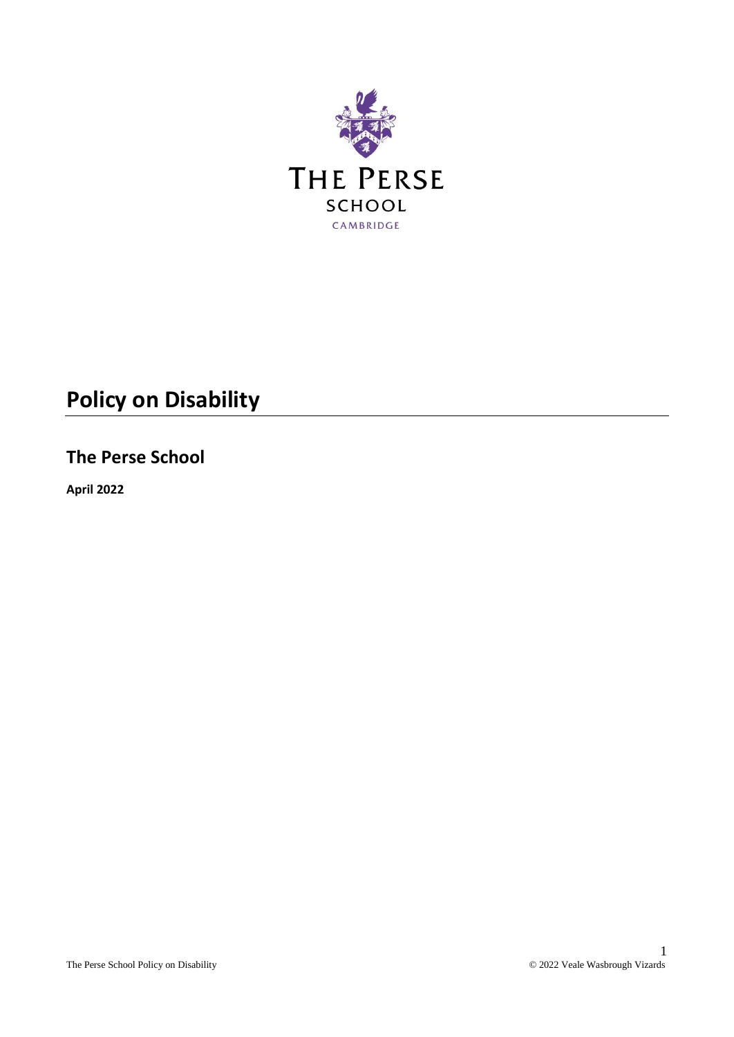THE PERSE

SCHOOL

CAMBRIDGE

# Policy on Disability

## The Perse School

**April 2022**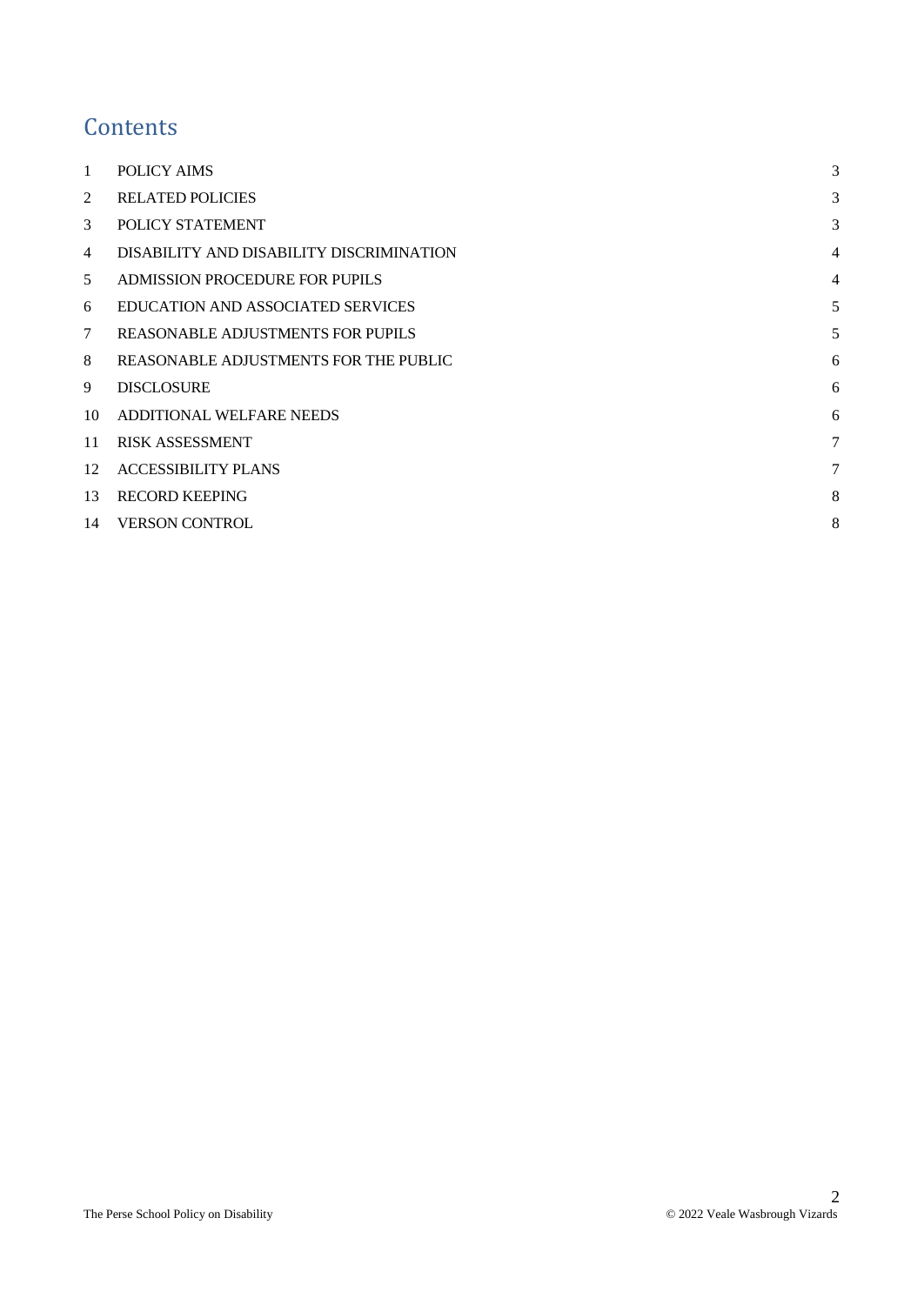# Contents

| | | |
|---|---|---|
| 1 | POLICY AIMS | 3 |
| 2 | RELATED POLICIES | 3 |
| 3 | POLICY STATEMENT | 3 |
| 4 | DISABILITY AND DISABILITY DISCRIMINATION | 4 |
| 5 | ADMISSION PROCEDURE FOR PUPILS | 4 |
| 6 | EDUCATION AND ASSOCIATED SERVICES | 5 |
| 7 | REASONABLE ADJUSTMENTS FOR PUPILS | 5 |
| 8 | REASONABLE ADJUSTMENTS FOR THE PUBLIC | 6 |
| 9 | DISCLOSURE | 6 |
| 10 | ADDITIONAL WELFARE NEEDS | 6 |
| 11 | RISK ASSESSMENT | 7 |
| 12 | ACCESSIBILITY PLANS | 7 |
| 13 | RECORD KEEPING | 8 |
| 14 | VERSON CONTROL | 8 |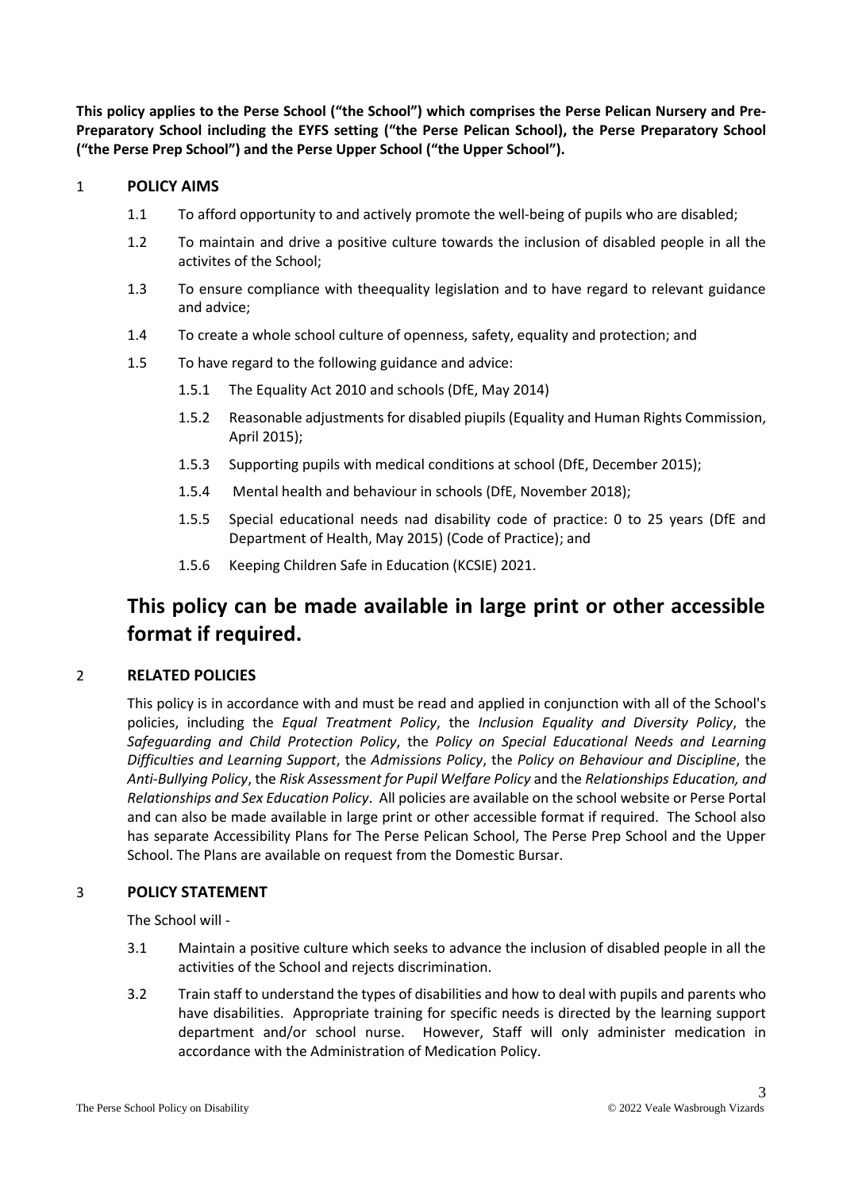**This policy applies to the Perse School ("the School") which comprises the Perse Pelican Nursery and Pre-Preparatory School including the EYFS setting ("the Perse Pelican School), the Perse Preparatory School ("the Perse Prep School") and the Perse Upper School ("the Upper School").**

## 1 POLICY AIMS

1.1 To afford opportunity to and actively promote the well-being of pupils who are disabled;

1.2 To maintain and drive a positive culture towards the inclusion of disabled people in all the activites of the School;

1.3 To ensure compliance with theequality legislation and to have regard to relevant guidance and advice;

1.4 To create a whole school culture of openness, safety, equality and protection; and

1.5 To have regard to the following guidance and advice:

1.5.1 The Equality Act 2010 and schools (DfE, May 2014)

1.5.2 Reasonable adjustments for disabled piupils (Equality and Human Rights Commission, April 2015);

1.5.3 Supporting pupils with medical conditions at school (DfE, December 2015);

1.5.4 Mental health and behaviour in schools (DfE, November 2018);

1.5.5 Special educational needs nad disability code of practice: 0 to 25 years (DfE and Department of Health, May 2015) (Code of Practice); and

1.5.6 Keeping Children Safe in Education (KCSIE) 2021.

# This policy can be made available in large print or other accessible format if required.

## 2 RELATED POLICIES

This policy is in accordance with and must be read and applied in conjunction with all of the School's policies, including the *Equal Treatment Policy*, the *Inclusion Equality and Diversity Policy*, the *Safeguarding and Child Protection Policy*, the *Policy on Special Educational Needs and Learning Difficulties and Learning Support*, the *Admissions Policy*, the *Policy on Behaviour and Discipline*, the *Anti-Bullying Policy*, the *Risk Assessment for Pupil Welfare Policy* and the *Relationships Education, and Relationships and Sex Education Policy*. All policies are available on the school website or Perse Portal and can also be made available in large print or other accessible format if required. The School also has separate Accessibility Plans for The Perse Pelican School, The Perse Prep School and the Upper School. The Plans are available on request from the Domestic Bursar.

## 3 POLICY STATEMENT

The School will -

3.1 Maintain a positive culture which seeks to advance the inclusion of disabled people in all the activities of the School and rejects discrimination.

3.2 Train staff to understand the types of disabilities and how to deal with pupils and parents who have disabilities. Appropriate training for specific needs is directed by the learning support department and/or school nurse. However, Staff will only administer medication in accordance with the Administration of Medication Policy.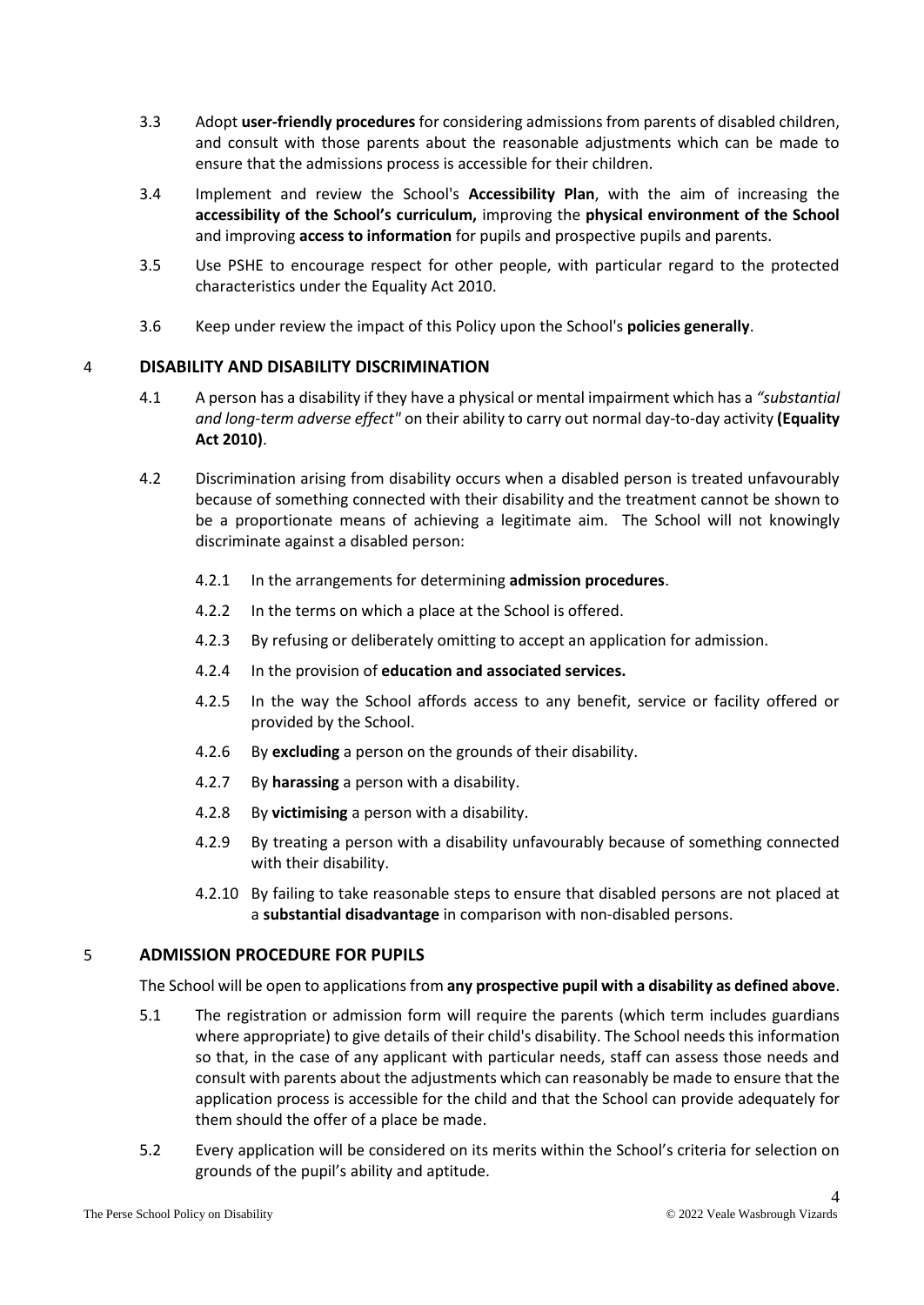3.3 Adopt **user-friendly procedures** for considering admissions from parents of disabled children, and consult with those parents about the reasonable adjustments which can be made to ensure that the admissions process is accessible for their children.

3.4 Implement and review the School's **Accessibility Plan**, with the aim of increasing the **accessibility of the School's curriculum,** improving the **physical environment of the School** and improving **access to information** for pupils and prospective pupils and parents.

3.5 Use PSHE to encourage respect for other people, with particular regard to the protected characteristics under the Equality Act 2010.

3.6 Keep under review the impact of this Policy upon the School's **policies generally**.

## 4 DISABILITY AND DISABILITY DISCRIMINATION

4.1 A person has a disability if they have a physical or mental impairment which has a *"substantial and long-term adverse effect"* on their ability to carry out normal day-to-day activity **(Equality Act 2010)**.

4.2 Discrimination arising from disability occurs when a disabled person is treated unfavourably because of something connected with their disability and the treatment cannot be shown to be a proportionate means of achieving a legitimate aim. The School will not knowingly discriminate against a disabled person:

4.2.1 In the arrangements for determining **admission procedures**.

4.2.2 In the terms on which a place at the School is offered.

4.2.3 By refusing or deliberately omitting to accept an application for admission.

4.2.4 In the provision of **education and associated services.**

4.2.5 In the way the School affords access to any benefit, service or facility offered or provided by the School.

4.2.6 By **excluding** a person on the grounds of their disability.

4.2.7 By **harassing** a person with a disability.

4.2.8 By **victimising** a person with a disability.

4.2.9 By treating a person with a disability unfavourably because of something connected with their disability.

4.2.10 By failing to take reasonable steps to ensure that disabled persons are not placed at a **substantial disadvantage** in comparison with non-disabled persons.

## 5 ADMISSION PROCEDURE FOR PUPILS

The School will be open to applications from **any prospective pupil with a disability as defined above**.

5.1 The registration or admission form will require the parents (which term includes guardians where appropriate) to give details of their child's disability. The School needs this information so that, in the case of any applicant with particular needs, staff can assess those needs and consult with parents about the adjustments which can reasonably be made to ensure that the application process is accessible for the child and that the School can provide adequately for them should the offer of a place be made.

5.2 Every application will be considered on its merits within the School's criteria for selection on grounds of the pupil's ability and aptitude.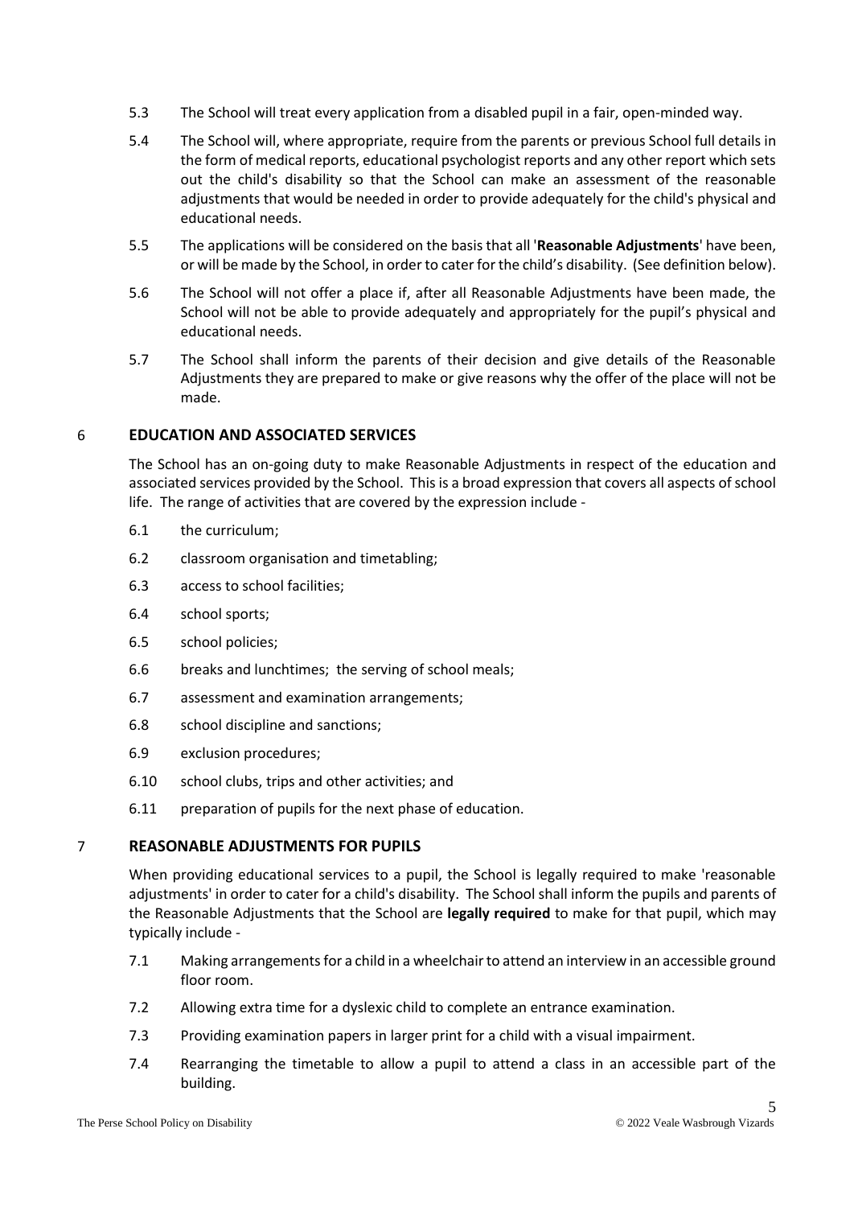5.3 The School will treat every application from a disabled pupil in a fair, open-minded way.

5.4 The School will, where appropriate, require from the parents or previous School full details in the form of medical reports, educational psychologist reports and any other report which sets out the child's disability so that the School can make an assessment of the reasonable adjustments that would be needed in order to provide adequately for the child's physical and educational needs.

5.5 The applications will be considered on the basis that all '**Reasonable Adjustments**' have been, or will be made by the School, in order to cater for the child's disability. (See definition below).

5.6 The School will not offer a place if, after all Reasonable Adjustments have been made, the School will not be able to provide adequately and appropriately for the pupil's physical and educational needs.

5.7 The School shall inform the parents of their decision and give details of the Reasonable Adjustments they are prepared to make or give reasons why the offer of the place will not be made.

## 6 EDUCATION AND ASSOCIATED SERVICES

The School has an on-going duty to make Reasonable Adjustments in respect of the education and associated services provided by the School. This is a broad expression that covers all aspects of school life. The range of activities that are covered by the expression include -

6.1 the curriculum;

6.2 classroom organisation and timetabling;

6.3 access to school facilities;

6.4 school sports;

6.5 school policies;

6.6 breaks and lunchtimes; the serving of school meals;

6.7 assessment and examination arrangements;

6.8 school discipline and sanctions;

6.9 exclusion procedures;

6.10 school clubs, trips and other activities; and

6.11 preparation of pupils for the next phase of education.

## 7 REASONABLE ADJUSTMENTS FOR PUPILS

When providing educational services to a pupil, the School is legally required to make 'reasonable adjustments' in order to cater for a child's disability. The School shall inform the pupils and parents of the Reasonable Adjustments that the School are **legally required** to make for that pupil, which may typically include -

7.1 Making arrangements for a child in a wheelchair to attend an interview in an accessible ground floor room.

7.2 Allowing extra time for a dyslexic child to complete an entrance examination.

7.3 Providing examination papers in larger print for a child with a visual impairment.

7.4 Rearranging the timetable to allow a pupil to attend a class in an accessible part of the building.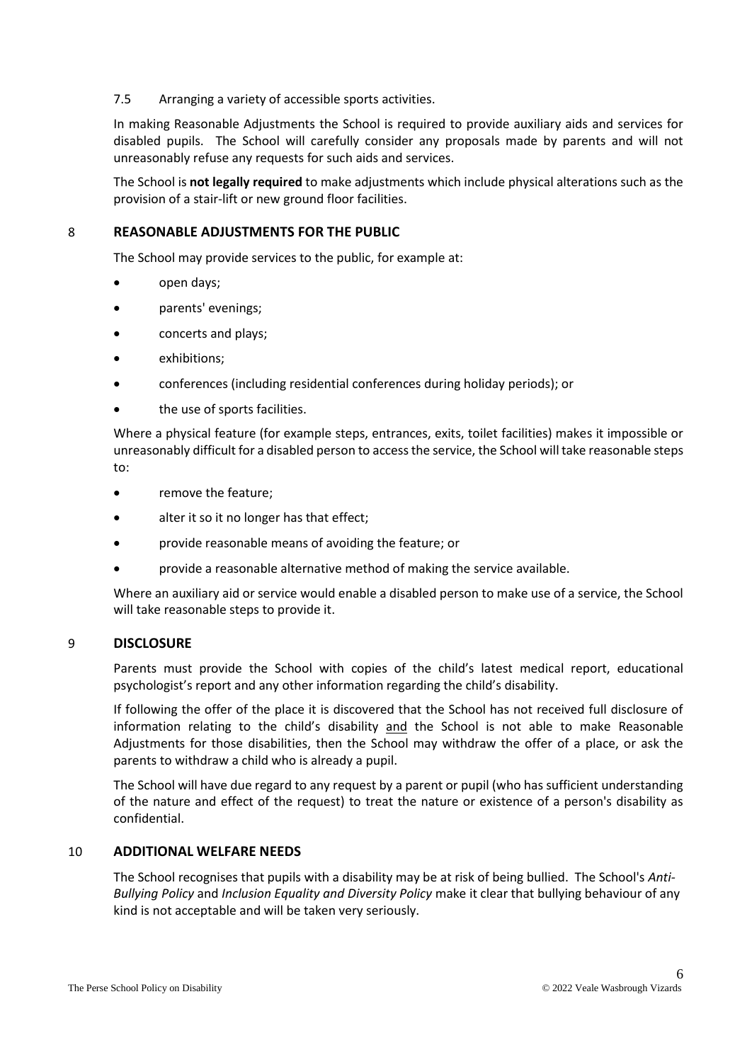7.5 Arranging a variety of accessible sports activities.

In making Reasonable Adjustments the School is required to provide auxiliary aids and services for disabled pupils. The School will carefully consider any proposals made by parents and will not unreasonably refuse any requests for such aids and services.

The School is **not legally required** to make adjustments which include physical alterations such as the provision of a stair-lift or new ground floor facilities.

## 8 REASONABLE ADJUSTMENTS FOR THE PUBLIC

The School may provide services to the public, for example at:

- open days;
- parents' evenings;
- concerts and plays;
- exhibitions;
- conferences (including residential conferences during holiday periods); or
- the use of sports facilities.

Where a physical feature (for example steps, entrances, exits, toilet facilities) makes it impossible or unreasonably difficult for a disabled person to access the service, the School will take reasonable steps to:

- remove the feature;
- alter it so it no longer has that effect;
- provide reasonable means of avoiding the feature; or
- provide a reasonable alternative method of making the service available.

Where an auxiliary aid or service would enable a disabled person to make use of a service, the School will take reasonable steps to provide it.

## 9 DISCLOSURE

Parents must provide the School with copies of the child's latest medical report, educational psychologist's report and any other information regarding the child's disability.

If following the offer of the place it is discovered that the School has not received full disclosure of information relating to the child's disability <u>and</u> the School is not able to make Reasonable Adjustments for those disabilities, then the School may withdraw the offer of a place, or ask the parents to withdraw a child who is already a pupil.

The School will have due regard to any request by a parent or pupil (who has sufficient understanding of the nature and effect of the request) to treat the nature or existence of a person's disability as confidential.

## 10 ADDITIONAL WELFARE NEEDS

The School recognises that pupils with a disability may be at risk of being bullied. The School's *Anti-Bullying Policy* and *Inclusion Equality and Diversity Policy* make it clear that bullying behaviour of any kind is not acceptable and will be taken very seriously.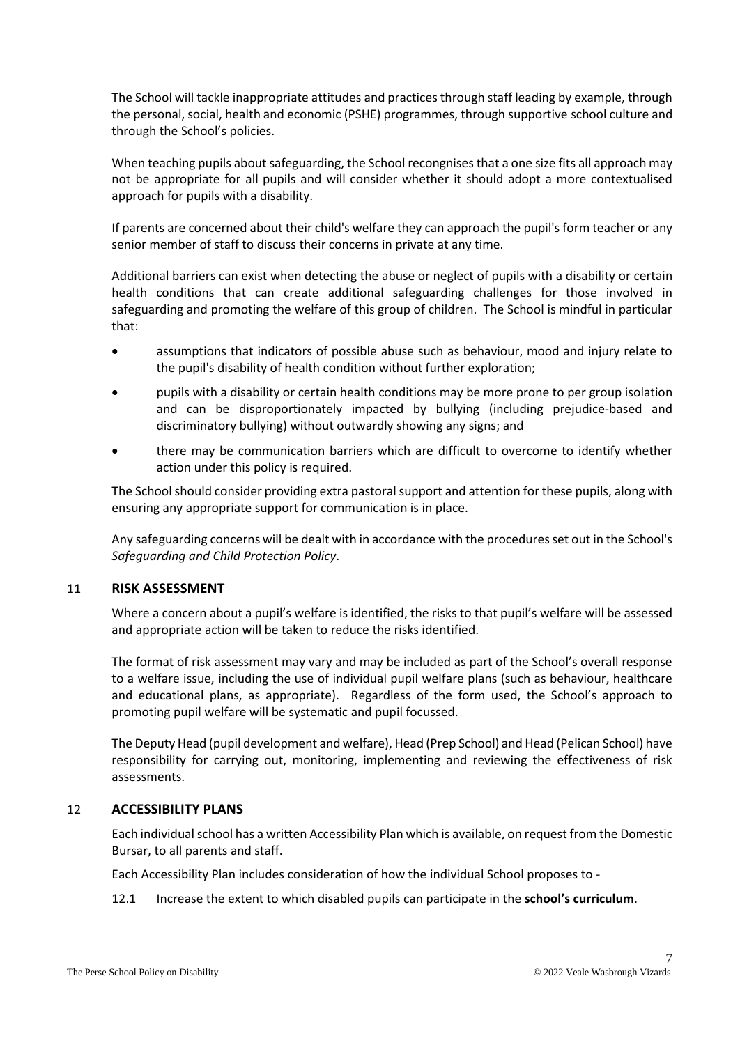The School will tackle inappropriate attitudes and practices through staff leading by example, through the personal, social, health and economic (PSHE) programmes, through supportive school culture and through the School's policies.

When teaching pupils about safeguarding, the School recongnises that a one size fits all approach may not be appropriate for all pupils and will consider whether it should adopt a more contextualised approach for pupils with a disability.

If parents are concerned about their child's welfare they can approach the pupil's form teacher or any senior member of staff to discuss their concerns in private at any time.

Additional barriers can exist when detecting the abuse or neglect of pupils with a disability or certain health conditions that can create additional safeguarding challenges for those involved in safeguarding and promoting the welfare of this group of children. The School is mindful in particular that:

- assumptions that indicators of possible abuse such as behaviour, mood and injury relate to the pupil's disability of health condition without further exploration;
- pupils with a disability or certain health conditions may be more prone to per group isolation and can be disproportionately impacted by bullying (including prejudice-based and discriminatory bullying) without outwardly showing any signs; and
- there may be communication barriers which are difficult to overcome to identify whether action under this policy is required.

The School should consider providing extra pastoral support and attention for these pupils, along with ensuring any appropriate support for communication is in place.

Any safeguarding concerns will be dealt with in accordance with the procedures set out in the School's *Safeguarding and Child Protection Policy*.

## 11 RISK ASSESSMENT

Where a concern about a pupil's welfare is identified, the risks to that pupil's welfare will be assessed and appropriate action will be taken to reduce the risks identified.

The format of risk assessment may vary and may be included as part of the School's overall response to a welfare issue, including the use of individual pupil welfare plans (such as behaviour, healthcare and educational plans, as appropriate). Regardless of the form used, the School's approach to promoting pupil welfare will be systematic and pupil focussed.

The Deputy Head (pupil development and welfare), Head (Prep School) and Head (Pelican School) have responsibility for carrying out, monitoring, implementing and reviewing the effectiveness of risk assessments.

## 12 ACCESSIBILITY PLANS

Each individual school has a written Accessibility Plan which is available, on request from the Domestic Bursar, to all parents and staff.

Each Accessibility Plan includes consideration of how the individual School proposes to -

12.1 Increase the extent to which disabled pupils can participate in the **school's curriculum**.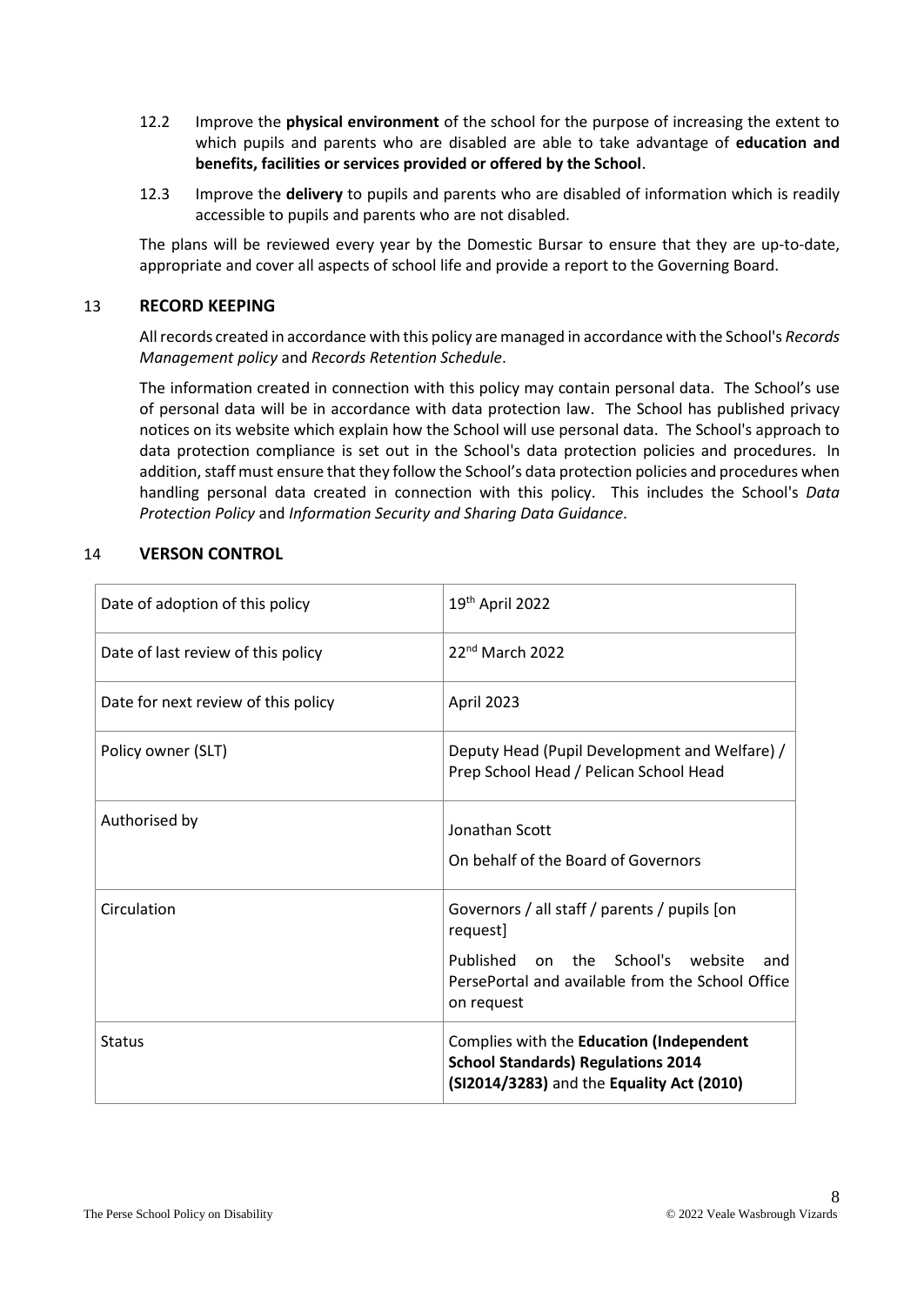12.2 Improve the **physical environment** of the school for the purpose of increasing the extent to which pupils and parents who are disabled are able to take advantage of **education and benefits, facilities or services provided or offered by the School**.

12.3 Improve the **delivery** to pupils and parents who are disabled of information which is readily accessible to pupils and parents who are not disabled.

The plans will be reviewed every year by the Domestic Bursar to ensure that they are up-to-date, appropriate and cover all aspects of school life and provide a report to the Governing Board.

## 13 RECORD KEEPING

All records created in accordance with this policy are managed in accordance with the School's *Records Management policy* and *Records Retention Schedule*.

The information created in connection with this policy may contain personal data. The School's use of personal data will be in accordance with data protection law. The School has published privacy notices on its website which explain how the School will use personal data. The School's approach to data protection compliance is set out in the School's data protection policies and procedures. In addition, staff must ensure that they follow the School's data protection policies and procedures when handling personal data created in connection with this policy. This includes the School's *Data Protection Policy* and *Information Security and Sharing Data Guidance*.

## 14 VERSON CONTROL

| | |
|---|---|
| Date of adoption of this policy | 19th April 2022 |
| Date of last review of this policy | 22nd March 2022 |
| Date for next review of this policy | April 2023 |
| Policy owner (SLT) | Deputy Head (Pupil Development and Welfare) / Prep School Head / Pelican School Head |
| Authorised by | Jonathan Scott<br>On behalf of the Board of Governors |
| Circulation | Governors / all staff / parents / pupils [on request]<br>Published on the School's website and PersePortal and available from the School Office on request |
| Status | Complies with the **Education (Independent School Standards) Regulations 2014 (SI2014/3283)** and the **Equality Act (2010)** |